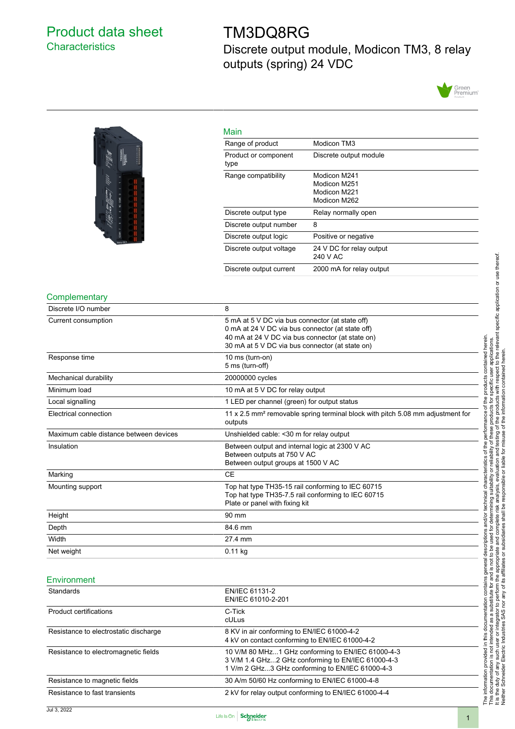# Product data sheet

## Characteristics

# TM3DQ8RG

Discrete output module, Modicon TM3, 8 relay outputs (spring) 24 VDC

## Main

| | |
|---|---|
| Range of product | Modicon TM3 |
| Product or component type | Discrete output module |
| Range compatibility | Modicon M241<br>Modicon M251<br>Modicon M221<br>Modicon M262 |
| Discrete output type | Relay normally open |
| Discrete output number | 8 |
| Discrete output logic | Positive or negative |
| Discrete output voltage | 24 V DC for relay output<br>240 V AC |
| Discrete output current | 2000 mA for relay output |

## Complementary

| | |
|---|---|
| Discrete I/O number | 8 |
| Current consumption | 5 mA at 5 V DC via bus connector (at state off)<br>0 mA at 24 V DC via bus connector (at state off)<br>40 mA at 24 V DC via bus connector (at state on)<br>30 mA at 5 V DC via bus connector (at state on) |
| Response time | 10 ms (turn-on)<br>5 ms (turn-off) |
| Mechanical durability | 20000000 cycles |
| Minimum load | 10 mA at 5 V DC for relay output |
| Local signalling | 1 LED per channel (green) for output status |
| Electrical connection | 11 x 2.5 mm² removable spring terminal block with pitch 5.08 mm adjustment for outputs |
| Maximum cable distance between devices | Unshielded cable: <30 m for relay output |
| Insulation | Between output and internal logic at 2300 V AC<br>Between outputs at 750 V AC<br>Between output groups at 1500 V AC |
| Marking | CE |
| Mounting support | Top hat type TH35-15 rail conforming to IEC 60715<br>Top hat type TH35-7.5 rail conforming to IEC 60715<br>Plate or panel with fixing kit |
| Height | 90 mm |
| Depth | 84.6 mm |
| Width | 27.4 mm |
| Net weight | 0.11 kg |

## Environment

| | |
|---|---|
| Standards | EN/IEC 61131-2<br>EN/IEC 61010-2-201 |
| Product certifications | C-Tick<br>cULus |
| Resistance to electrostatic discharge | 8 KV in air conforming to EN/IEC 61000-4-2<br>4 kV on contact conforming to EN/IEC 61000-4-2 |
| Resistance to electromagnetic fields | 10 V/M 80 MHz...1 GHz conforming to EN/IEC 61000-4-3<br>3 V/M 1.4 GHz...2 GHz conforming to EN/IEC 61000-4-3<br>1 V/m 2 GHz...3 GHz conforming to EN/IEC 61000-4-3 |
| Resistance to magnetic fields | 30 A/m 50/60 Hz conforming to EN/IEC 61000-4-8 |
| Resistance to fast transients | 2 kV for relay output conforming to EN/IEC 61000-4-4 |

The information provided in this documentation contains general descriptions and/or technical characteristics of the performance of the products contained herein. This documentation is not intended as a substitute for and is not to be used for determining suitability or reliability of these products for specific user applications. It is the duty of any such user or integrator to perform the appropriate and complete risk analysis, evaluation and testing of the products with respect to the relevant specific application or use thereof. Neither Schneider Electric Industries SAS nor any of its affiliates or subsidiaries shall be responsible or liable for misuse of the information contained herein.

Jul 3, 2022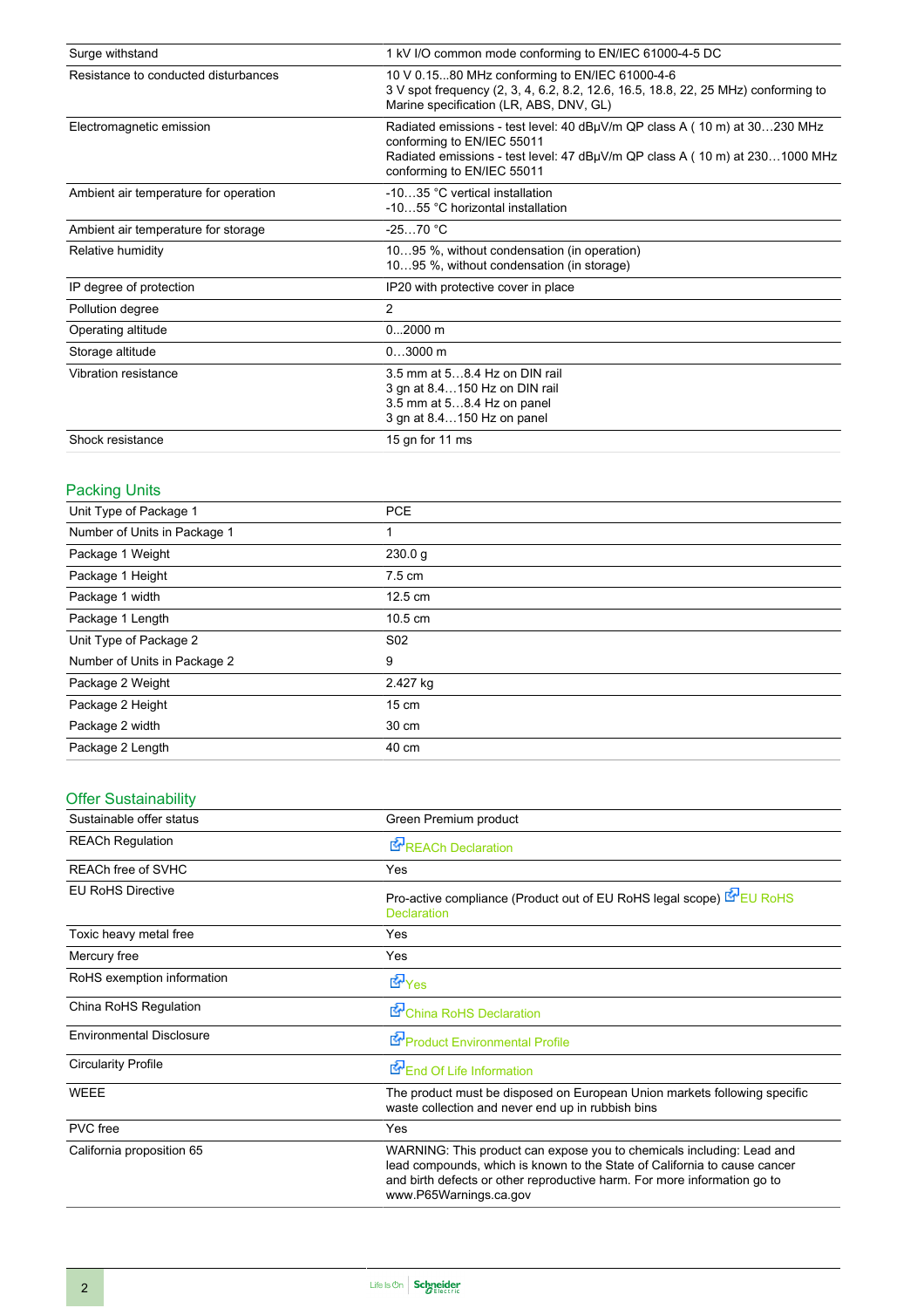| | |
|---|---|
| Surge withstand | 1 kV I/O common mode conforming to EN/IEC 61000-4-5 DC |
| Resistance to conducted disturbances | 10 V 0.15...80 MHz conforming to EN/IEC 61000-4-6<br>3 V spot frequency (2, 3, 4, 6.2, 8.2, 12.6, 16.5, 18.8, 22, 25 MHz) conforming to Marine specification (LR, ABS, DNV, GL) |
| Electromagnetic emission | Radiated emissions - test level: 40 dBμV/m QP class A ( 10 m) at 30…230 MHz conforming to EN/IEC 55011<br>Radiated emissions - test level: 47 dBμV/m QP class A ( 10 m) at 230…1000 MHz conforming to EN/IEC 55011 |
| Ambient air temperature for operation | -10…35 °C vertical installation<br>-10…55 °C horizontal installation |
| Ambient air temperature for storage | -25…70 °C |
| Relative humidity | 10…95 %, without condensation (in operation)<br>10…95 %, without condensation (in storage) |
| IP degree of protection | IP20 with protective cover in place |
| Pollution degree | 2 |
| Operating altitude | 0...2000 m |
| Storage altitude | 0…3000 m |
| Vibration resistance | 3.5 mm at 5…8.4 Hz on DIN rail<br>3 gn at 8.4…150 Hz on DIN rail<br>3.5 mm at 5…8.4 Hz on panel<br>3 gn at 8.4…150 Hz on panel |
| Shock resistance | 15 gn for 11 ms |

## Packing Units

| | |
|---|---|
| Unit Type of Package 1 | PCE |
| Number of Units in Package 1 | 1 |
| Package 1 Weight | 230.0 g |
| Package 1 Height | 7.5 cm |
| Package 1 width | 12.5 cm |
| Package 1 Length | 10.5 cm |
| Unit Type of Package 2 | S02 |
| Number of Units in Package 2 | 9 |
| Package 2 Weight | 2.427 kg |
| Package 2 Height | 15 cm |
| Package 2 width | 30 cm |
| Package 2 Length | 40 cm |

## Offer Sustainability

| | |
|---|---|
| Sustainable offer status | Green Premium product |
| REACh Regulation | REACh Declaration |
| REACh free of SVHC | Yes |
| EU RoHS Directive | Pro-active compliance (Product out of EU RoHS legal scope) EU RoHS Declaration |
| Toxic heavy metal free | Yes |
| Mercury free | Yes |
| RoHS exemption information | Yes |
| China RoHS Regulation | China RoHS Declaration |
| Environmental Disclosure | Product Environmental Profile |
| Circularity Profile | End Of Life Information |
| WEEE | The product must be disposed on European Union markets following specific waste collection and never end up in rubbish bins |
| PVC free | Yes |
| California proposition 65 | WARNING: This product can expose you to chemicals including: Lead and lead compounds, which is known to the State of California to cause cancer and birth defects or other reproductive harm. For more information go to www.P65Warnings.ca.gov |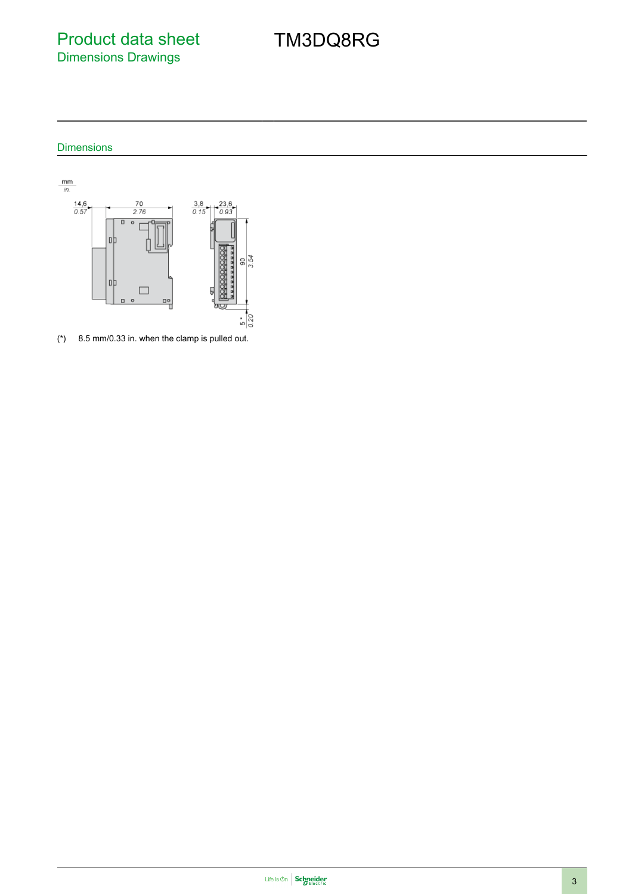# Product data sheet
## Dimensions Drawings

# TM3DQ8RG

### Dimensions

(*) 8.5 mm/0.33 in. when the clamp is pulled out.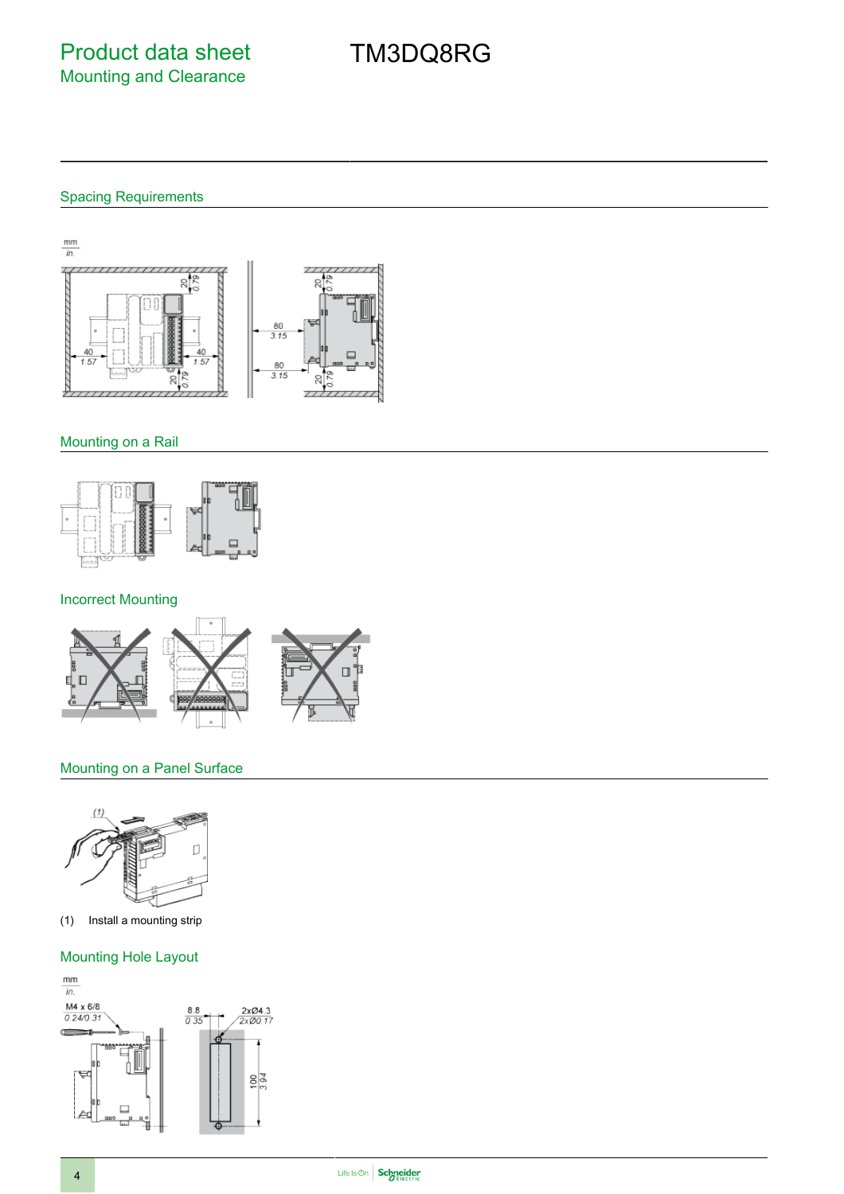# Product data sheet

## Mounting and Clearance

# TM3DQ8RG

### Spacing Requirements

### Mounting on a Rail

### Incorrect Mounting

### Mounting on a Panel Surface

(1) Install a mounting strip

### Mounting Hole Layout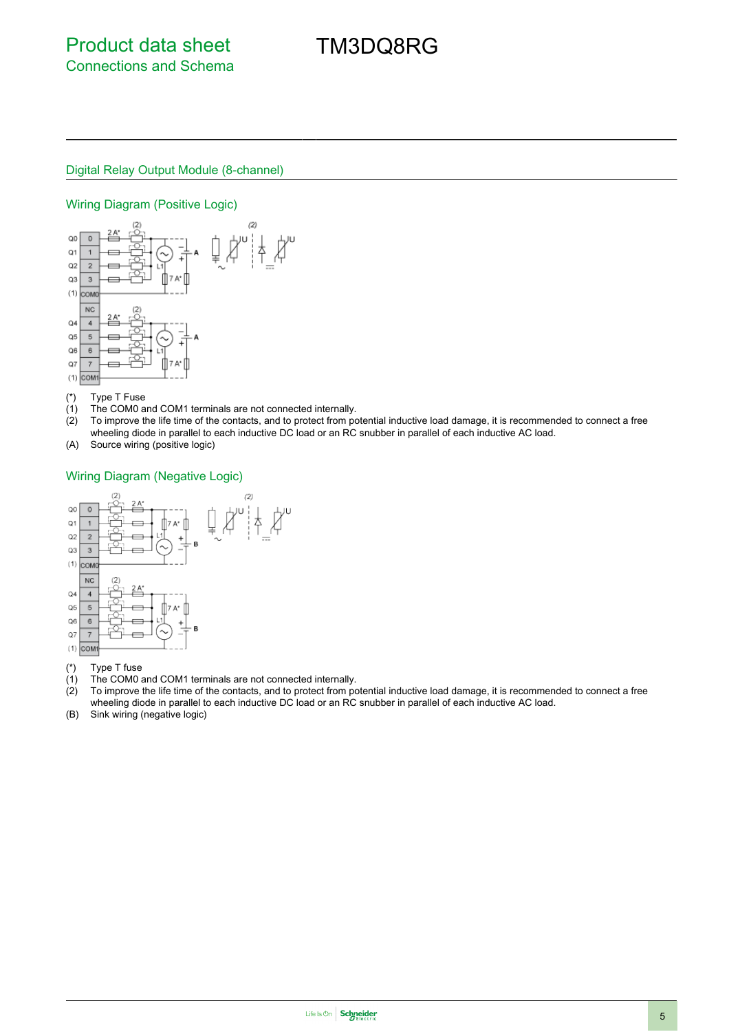# Product data sheet
Connections and Schema

# TM3DQ8RG

## Digital Relay Output Module (8-channel)

### Wiring Diagram (Positive Logic)

Q0 0
Q1 1
Q2 2
Q3 3
(1) COM0
NC
Q4 4
Q5 5
Q6 6
Q7 7
(1) COM1
2 A*
(2)
L1
7 A*
A

(*) Type T Fuse
(1) The COM0 and COM1 terminals are not connected internally.
(2) To improve the life time of the contacts, and to protect from potential inductive load damage, it is recommended to connect a free wheeling diode in parallel to each inductive DC load or an RC snubber in parallel of each inductive AC load.
(A) Source wiring (positive logic)

### Wiring Diagram (Negative Logic)

Q0 0
Q1 1
Q2 2
Q3 3
(1) COM0
NC
Q4 4
Q5 5
Q6 6
Q7 7
(1) COM1
2 A*
(2)
L1
7 A*
B

(*) Type T fuse
(1) The COM0 and COM1 terminals are not connected internally.
(2) To improve the life time of the contacts, and to protect from potential inductive load damage, it is recommended to connect a free wheeling diode in parallel to each inductive DC load or an RC snubber in parallel of each inductive AC load.
(B) Sink wiring (negative logic)